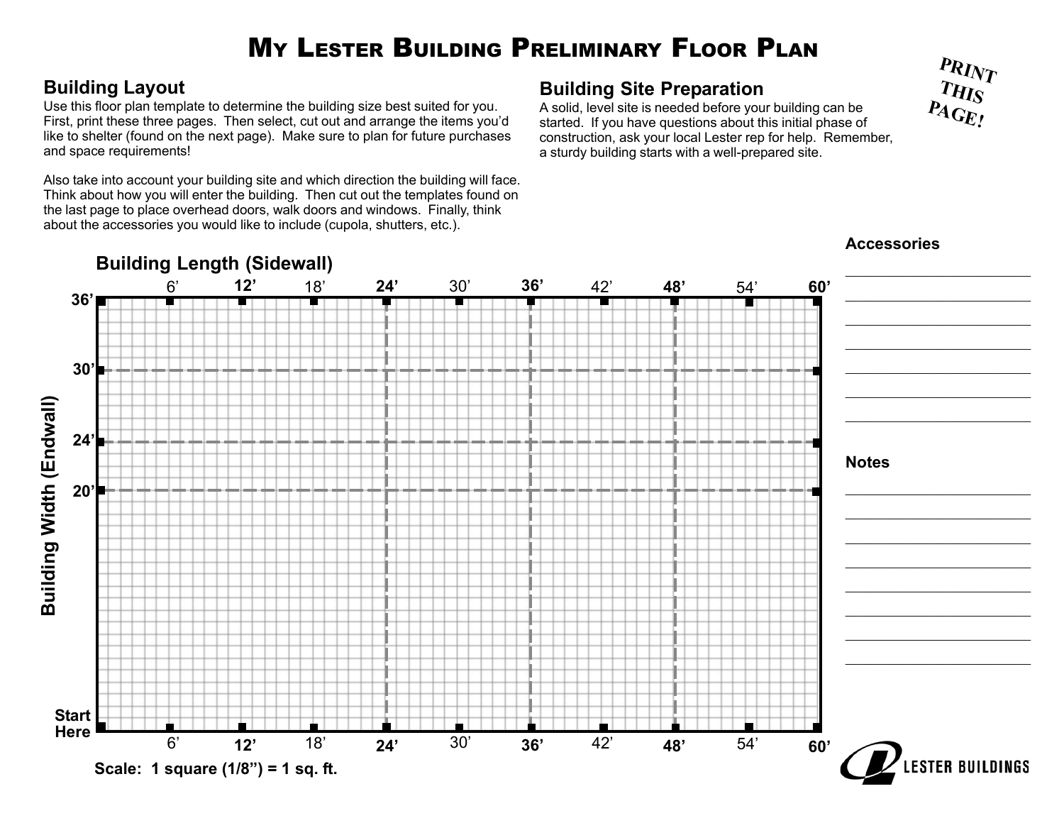# My Lester Building Preliminary Floor Plan

**PRINT THIS PAGE!**

## Building Layout

Use this floor plan template to determine the building size best suited for you. First, print these three pages. Then select, cut out and arrange the items you'd like to shelter (found on the next page). Make sure to plan for future purchases and space requirements!

Also take into account your building site and which direction the building will face. Think about how you will enter the building. Then cut out the templates found on the last page to place overhead doors, walk doors and windows. Finally, think about the accessories you would like to include (cupola, shutters, etc.).

## Building Site Preparation

A solid, level site is needed before your building can be started. If you have questions about this initial phase of construction, ask your local Lester rep for help. Remember, a sturdy building starts with a well-prepared site.

**Building Length (Sidewall)**

6' **12'** 18' **24'** 30' **36'** 42' **48'** 54' **60'**

**Building Width (Endwall)**

**36'** **30'** **24'** **20'**

**Start Here**

**Scale: 1 square (1/8") = 1 sq. ft.**

**Accessories**

______________________

______________________

______________________

______________________

______________________

______________________

______________________

**Notes**

______________________

______________________

______________________

______________________

______________________

______________________

______________________

______________________

LESTER BUILDINGS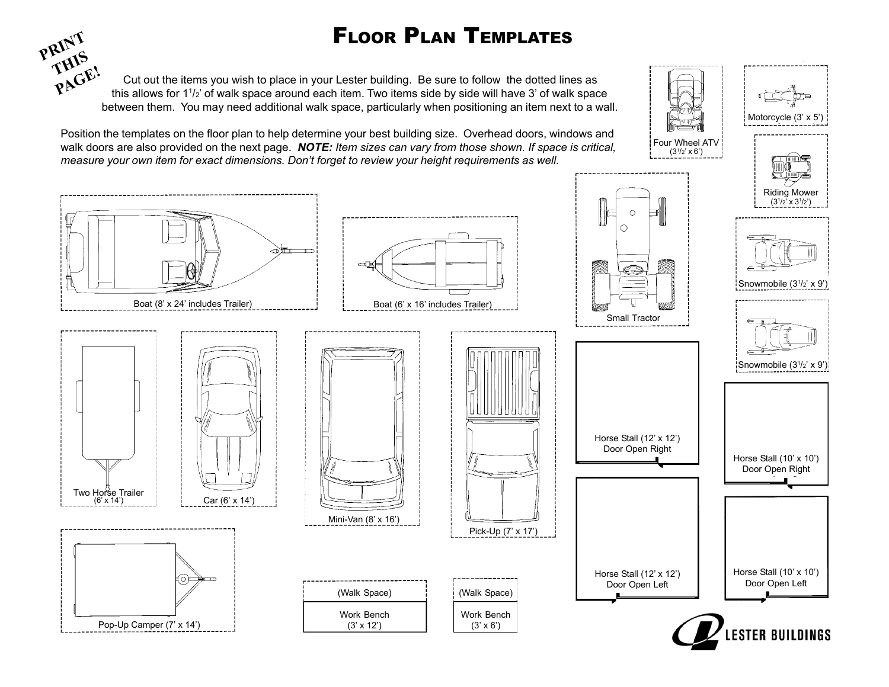# Floor Plan Templates

**PRINT THIS PAGE!**

Cut out the items you wish to place in your Lester building. Be sure to follow the dotted lines as this allows for 1½' of walk space around each item. Two items side by side will have 3' of walk space between them. You may need additional walk space, particularly when positioning an item next to a wall.

Position the templates on the floor plan to help determine your best building size. Overhead doors, windows and walk doors are also provided on the next page. ***NOTE:*** *Item sizes can vary from those shown. If space is critical, measure your own item for exact dimensions. Don't forget to review your height requirements as well.*

Four Wheel ATV (3½' x 6')

Motorcycle (3' x 5')

Riding Mower (3½' x 3½')

Boat (8' x 24' includes Trailer)

Boat (6' x 16' includes Trailer)

Small Tractor

Snowmobile (3½' x 9')

Snowmobile (3½' x 9')

Two Horse Trailer (6' x 14')

Car (6' x 14')

Mini-Van (8' x 16')

Pick-Up (7' x 17')

Horse Stall (12' x 12') Door Open Right

Horse Stall (10' x 10') Door Open Right

Horse Stall (12' x 12') Door Open Left

Horse Stall (10' x 10') Door Open Left

Pop-Up Camper (7' x 14')

(Walk Space)
Work Bench (3' x 12')

(Walk Space)
Work Bench (3' x 6')

LESTER BUILDINGS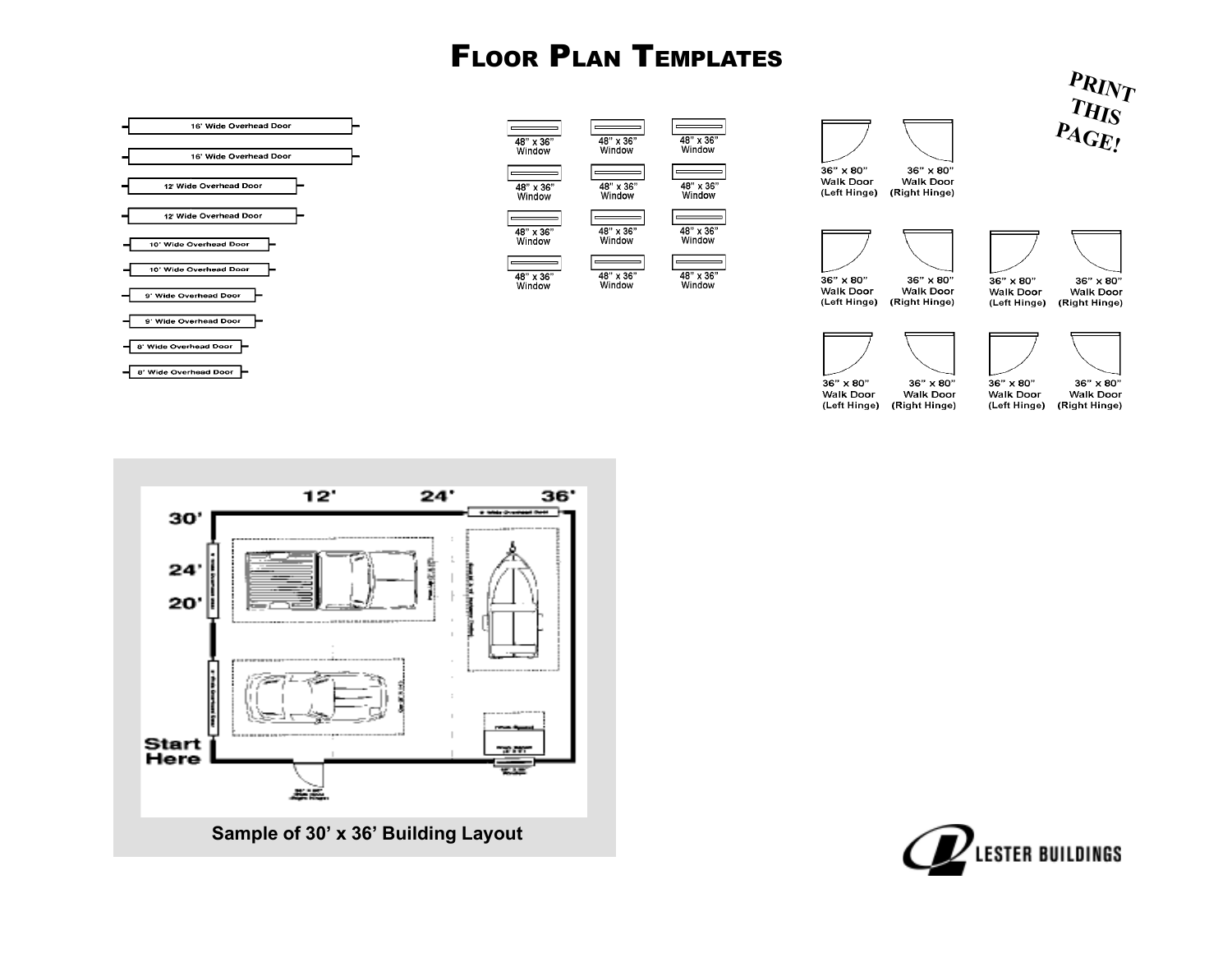# Floor Plan Templates

**PRINT THIS PAGE!**

16' Wide Overhead Door

16' Wide Overhead Door

12' Wide Overhead Door

12' Wide Overhead Door

10' Wide Overhead Door

10' Wide Overhead Door

9' Wide Overhead Door

9' Wide Overhead Door

8' Wide Overhead Door

8' Wide Overhead Door

48" x 36" Window

48" x 36" Window

48" x 36" Window

48" x 36" Window

48" x 36" Window

48" x 36" Window

48" x 36" Window

48" x 36" Window

48" x 36" Window

48" x 36" Window

48" x 36" Window

48" x 36" Window

36" x 80" Walk Door (Left Hinge)

36" x 80" Walk Door (Right Hinge)

36" x 80" Walk Door (Left Hinge)

36" x 80" Walk Door (Right Hinge)

36" x 80" Walk Door (Left Hinge)

36" x 80" Walk Door (Right Hinge)

36" x 80" Walk Door (Left Hinge)

36" x 80" Walk Door (Right Hinge)

36" x 80" Walk Door (Left Hinge)

36" x 80" Walk Door (Right Hinge)

12'
24'
36'
30'
24'
20'
Start Here

**Sample of 30' x 36' Building Layout**

LESTER BUILDINGS